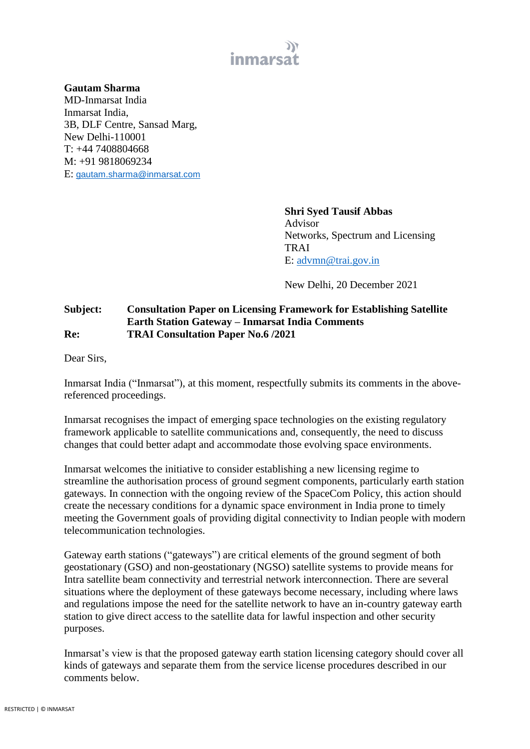**Gautam Sharma**
MD-Inmarsat India
Inmarsat India,
3B, DLF Centre, Sansad Marg,
New Delhi-110001
T: +44 7408804668
M: +91 9818069234
E: gautam.sharma@inmarsat.com

**Shri Syed Tausif Abbas**
Advisor
Networks, Spectrum and Licensing
TRAI
E: advmn@trai.gov.in

New Delhi, 20 December 2021

**Subject:** **Consultation Paper on Licensing Framework for Establishing Satellite Earth Station Gateway – Inmarsat India Comments**
**Re:** **TRAI Consultation Paper No.6 /2021**

Dear Sirs,

Inmarsat India ("Inmarsat"), at this moment, respectfully submits its comments in the above-referenced proceedings.

Inmarsat recognises the impact of emerging space technologies on the existing regulatory framework applicable to satellite communications and, consequently, the need to discuss changes that could better adapt and accommodate those evolving space environments.

Inmarsat welcomes the initiative to consider establishing a new licensing regime to streamline the authorisation process of ground segment components, particularly earth station gateways. In connection with the ongoing review of the SpaceCom Policy, this action should create the necessary conditions for a dynamic space environment in India prone to timely meeting the Government goals of providing digital connectivity to Indian people with modern telecommunication technologies.

Gateway earth stations ("gateways") are critical elements of the ground segment of both geostationary (GSO) and non-geostationary (NGSO) satellite systems to provide means for Intra satellite beam connectivity and terrestrial network interconnection. There are several situations where the deployment of these gateways become necessary, including where laws and regulations impose the need for the satellite network to have an in-country gateway earth station to give direct access to the satellite data for lawful inspection and other security purposes.

Inmarsat's view is that the proposed gateway earth station licensing category should cover all kinds of gateways and separate them from the service license procedures described in our comments below.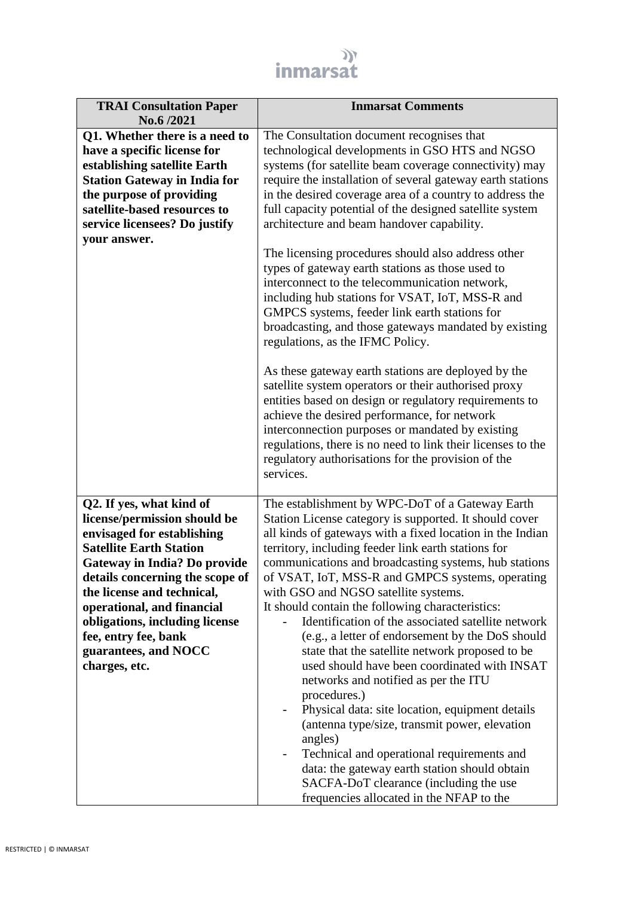| TRAI Consultation Paper No.6 /2021 | Inmarsat Comments |
|---|---|
| **Q1. Whether there is a need to have a specific license for establishing satellite Earth Station Gateway in India for the purpose of providing satellite-based resources to service licensees? Do justify your answer.** | The Consultation document recognises that technological developments in GSO HTS and NGSO systems (for satellite beam coverage connectivity) may require the installation of several gateway earth stations in the desired coverage area of a country to address the full capacity potential of the designed satellite system architecture and beam handover capability.<br><br>The licensing procedures should also address other types of gateway earth stations as those used to interconnect to the telecommunication network, including hub stations for VSAT, IoT, MSS-R and GMPCS systems, feeder link earth stations for broadcasting, and those gateways mandated by existing regulations, as the IFMC Policy.<br><br>As these gateway earth stations are deployed by the satellite system operators or their authorised proxy entities based on design or regulatory requirements to achieve the desired performance, for network interconnection purposes or mandated by existing regulations, there is no need to link their licenses to the regulatory authorisations for the provision of the services. |
| **Q2. If yes, what kind of license/permission should be envisaged for establishing Satellite Earth Station Gateway in India? Do provide details concerning the scope of the license and technical, operational, and financial obligations, including license fee, entry fee, bank guarantees, and NOCC charges, etc.** | The establishment by WPC-DoT of a Gateway Earth Station License category is supported. It should cover all kinds of gateways with a fixed location in the Indian territory, including feeder link earth stations for communications and broadcasting systems, hub stations of VSAT, IoT, MSS-R and GMPCS systems, operating with GSO and NGSO satellite systems.<br>It should contain the following characteristics:<br>- Identification of the associated satellite network (e.g., a letter of endorsement by the DoS should state that the satellite network proposed to be used should have been coordinated with INSAT networks and notified as per the ITU procedures.)<br>- Physical data: site location, equipment details (antenna type/size, transmit power, elevation angles)<br>- Technical and operational requirements and data: the gateway earth station should obtain SACFA-DoT clearance (including the use frequencies allocated in the NFAP to the |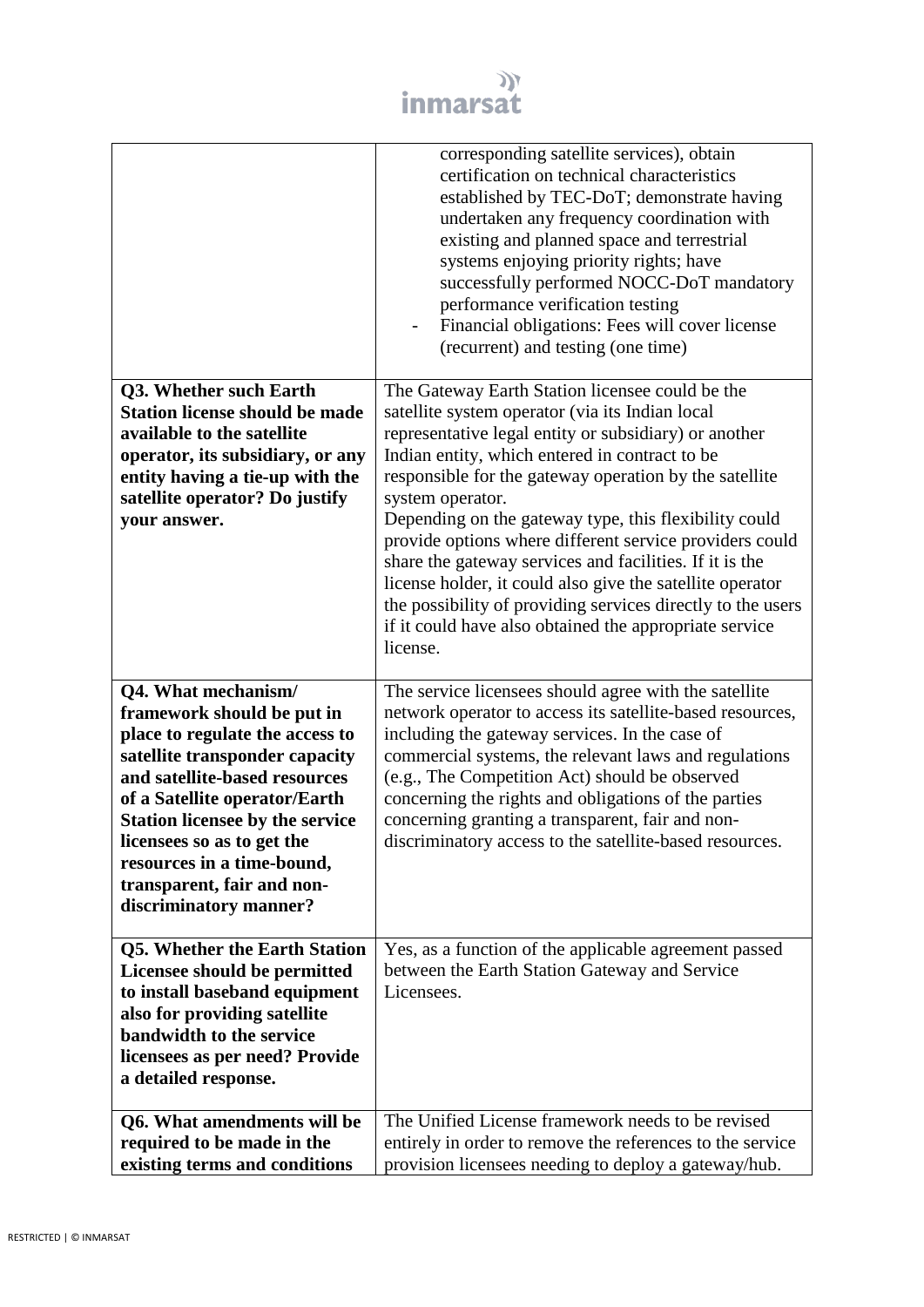| | |
|---|---|
| | corresponding satellite services), obtain certification on technical characteristics established by TEC-DoT; demonstrate having undertaken any frequency coordination with existing and planned space and terrestrial systems enjoying priority rights; have successfully performed NOCC-DoT mandatory performance verification testing<br>- Financial obligations: Fees will cover license (recurrent) and testing (one time) |
| **Q3. Whether such Earth Station license should be made available to the satellite operator, its subsidiary, or any entity having a tie-up with the satellite operator? Do justify your answer.** | The Gateway Earth Station licensee could be the satellite system operator (via its Indian local representative legal entity or subsidiary) or another Indian entity, which entered in contract to be responsible for the gateway operation by the satellite system operator.<br>Depending on the gateway type, this flexibility could provide options where different service providers could share the gateway services and facilities. If it is the license holder, it could also give the satellite operator the possibility of providing services directly to the users if it could have also obtained the appropriate service license. |
| **Q4. What mechanism/ framework should be put in place to regulate the access to satellite transponder capacity and satellite-based resources of a Satellite operator/Earth Station licensee by the service licensees so as to get the resources in a time-bound, transparent, fair and non-discriminatory manner?** | The service licensees should agree with the satellite network operator to access its satellite-based resources, including the gateway services. In the case of commercial systems, the relevant laws and regulations (e.g., The Competition Act) should be observed concerning the rights and obligations of the parties concerning granting a transparent, fair and non-discriminatory access to the satellite-based resources. |
| **Q5. Whether the Earth Station Licensee should be permitted to install baseband equipment also for providing satellite bandwidth to the service licensees as per need? Provide a detailed response.** | Yes, as a function of the applicable agreement passed between the Earth Station Gateway and Service Licensees. |
| **Q6. What amendments will be required to be made in the existing terms and conditions** | The Unified License framework needs to be revised entirely in order to remove the references to the service provision licensees needing to deploy a gateway/hub. |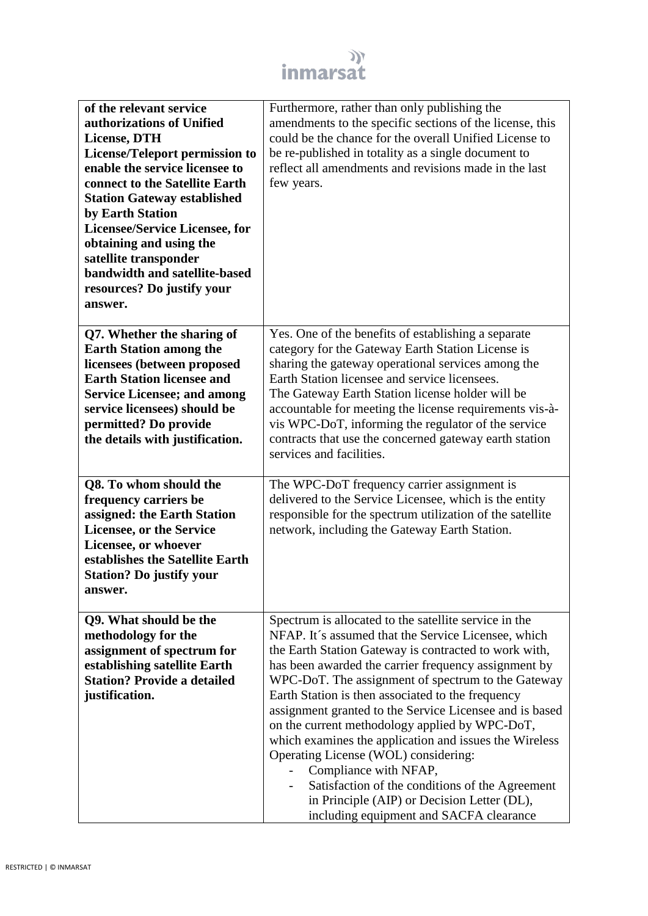| **of the relevant service authorizations of Unified License, DTH License/Teleport permission to enable the service licensee to connect to the Satellite Earth Station Gateway established by Earth Station Licensee/Service Licensee, for obtaining and using the satellite transponder bandwidth and satellite-based resources? Do justify your answer.** | Furthermore, rather than only publishing the amendments to the specific sections of the license, this could be the chance for the overall Unified License to be re-published in totality as a single document to reflect all amendments and revisions made in the last few years. |
|---|---|
| **Q7. Whether the sharing of Earth Station among the licensees (between proposed Earth Station licensee and Service Licensee; and among service licensees) should be permitted? Do provide the details with justification.** | Yes. One of the benefits of establishing a separate category for the Gateway Earth Station License is sharing the gateway operational services among the Earth Station licensee and service licensees.<br>The Gateway Earth Station license holder will be accountable for meeting the license requirements vis-à-vis WPC-DoT, informing the regulator of the service contracts that use the concerned gateway earth station services and facilities. |
| **Q8. To whom should the frequency carriers be assigned: the Earth Station Licensee, or the Service Licensee, or whoever establishes the Satellite Earth Station? Do justify your answer.** | The WPC-DoT frequency carrier assignment is delivered to the Service Licensee, which is the entity responsible for the spectrum utilization of the satellite network, including the Gateway Earth Station. |
| **Q9. What should be the methodology for the assignment of spectrum for establishing satellite Earth Station? Provide a detailed justification.** | Spectrum is allocated to the satellite service in the NFAP. It´s assumed that the Service Licensee, which the Earth Station Gateway is contracted to work with, has been awarded the carrier frequency assignment by WPC-DoT. The assignment of spectrum to the Gateway Earth Station is then associated to the frequency assignment granted to the Service Licensee and is based on the current methodology applied by WPC-DoT, which examines the application and issues the Wireless Operating License (WOL) considering:<br>- Compliance with NFAP,<br>- Satisfaction of the conditions of the Agreement in Principle (AIP) or Decision Letter (DL), including equipment and SACFA clearance |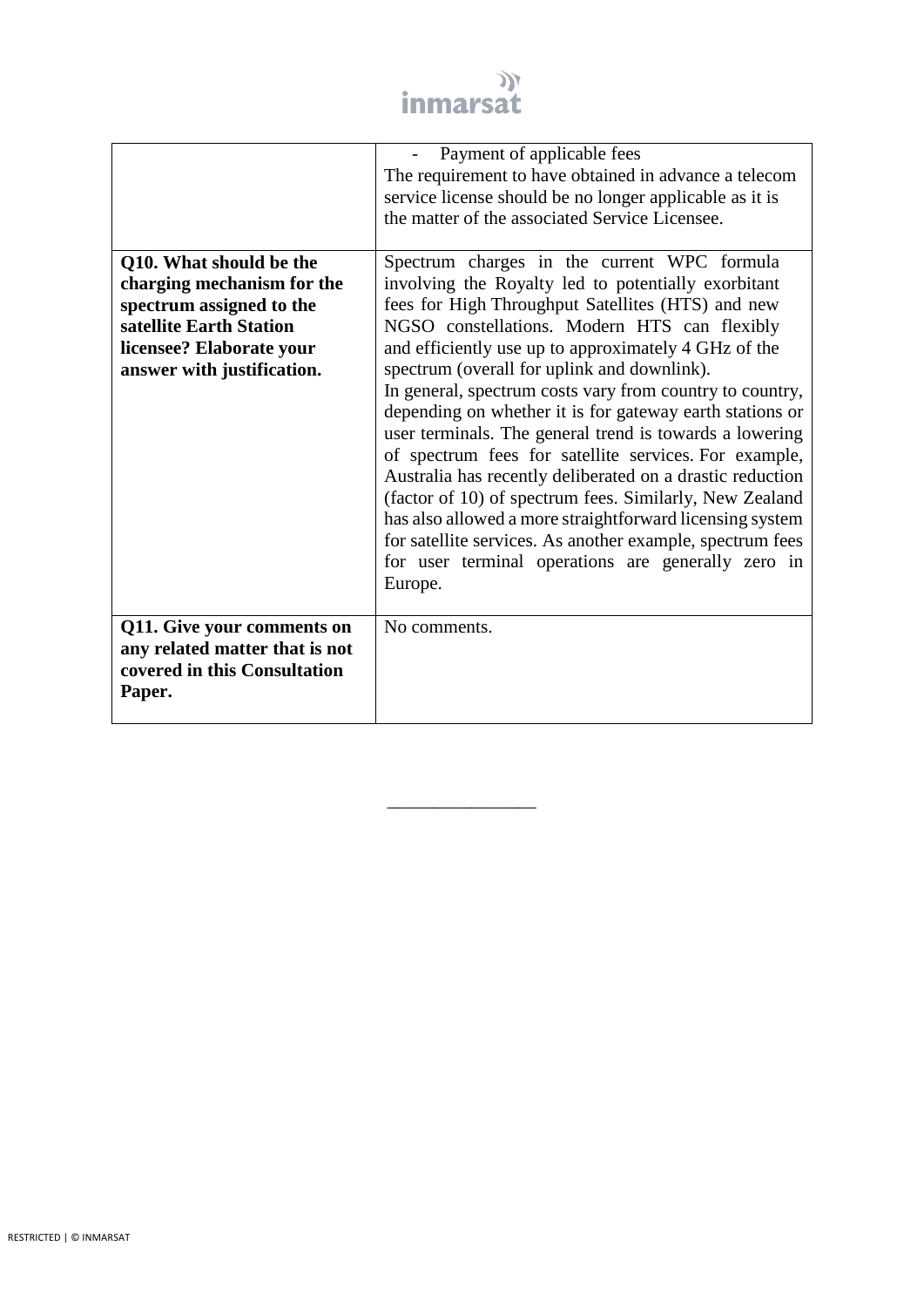| | |
|---|---|
| | - Payment of applicable fees<br>The requirement to have obtained in advance a telecom service license should be no longer applicable as it is the matter of the associated Service Licensee. |
| **Q10. What should be the charging mechanism for the spectrum assigned to the satellite Earth Station licensee? Elaborate your answer with justification.** | Spectrum charges in the current WPC formula involving the Royalty led to potentially exorbitant fees for High Throughput Satellites (HTS) and new NGSO constellations. Modern HTS can flexibly and efficiently use up to approximately 4 GHz of the spectrum (overall for uplink and downlink).<br>In general, spectrum costs vary from country to country, depending on whether it is for gateway earth stations or user terminals. The general trend is towards a lowering of spectrum fees for satellite services. For example, Australia has recently deliberated on a drastic reduction (factor of 10) of spectrum fees. Similarly, New Zealand has also allowed a more straightforward licensing system for satellite services. As another example, spectrum fees for user terminal operations are generally zero in Europe. |
| **Q11. Give your comments on any related matter that is not covered in this Consultation Paper.** | No comments. |

\_\_\_\_\_\_\_\_\_\_\_\_\_\_\_\_